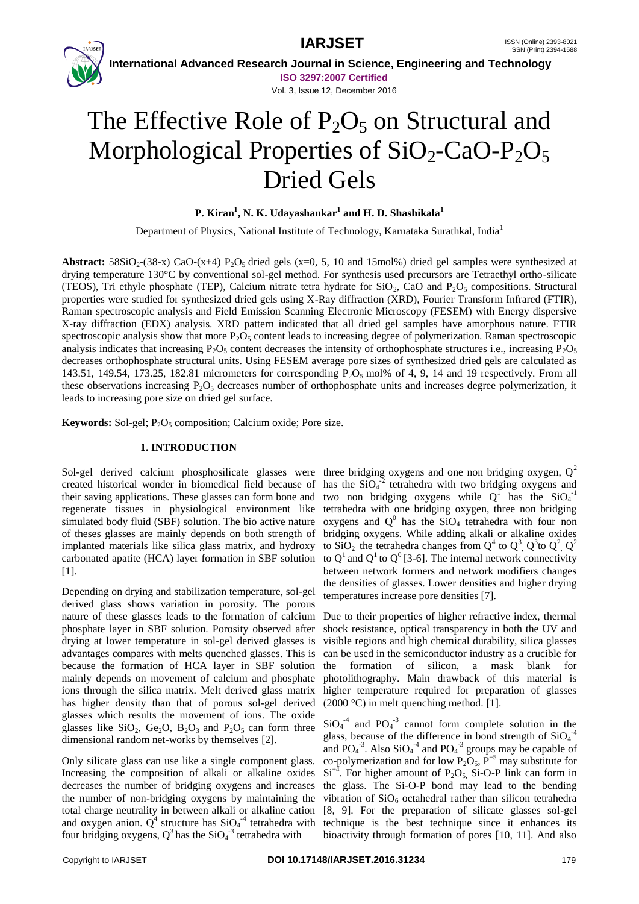# The Effective Role of $P_2O_5$ on Structural and Morphological Properties of $SiO_2$-$CaO$-$P_2O_5$ Dried Gels

**P. Kiran[1], N. K. Udayashankar[1] and H. D. Shashikala[1]**

Department of Physics, National Institute of Technology, Karnataka Surathkal, India[1]

**Abstract:** $58SiO_2$-$(38\text{-}x)$ $CaO$-$(x+4)$ $P_2O_5$ dried gels (x=0, 5, 10 and 15mol%) dried gel samples were synthesized at drying temperature 130°C by conventional sol-gel method. For synthesis used precursors are Tetraethyl ortho-silicate (TEOS), Tri ethyle phosphate (TEP), Calcium nitrate tetra hydrate for $SiO_2$, $CaO$ and $P_2O_5$ compositions. Structural properties were studied for synthesized dried gels using X-Ray diffraction (XRD), Fourier Transform Infrared (FTIR), Raman spectroscopic analysis and Field Emission Scanning Electronic Microscopy (FESEM) with Energy dispersive X-ray diffraction (EDX) analysis. XRD pattern indicated that all dried gel samples have amorphous nature. FTIR spectroscopic analysis show that more $P_2O_5$ content leads to increasing degree of polymerization. Raman spectroscopic analysis indicates that increasing $P_2O_5$ content decreases the intensity of orthophosphate structures i.e., increasing $P_2O_5$ decreases orthophosphate structural units. Using FESEM average pore sizes of synthesized dried gels are calculated as 143.51, 149.54, 173.25, 182.81 micrometers for corresponding $P_2O_5$ mol% of 4, 9, 14 and 19 respectively. From all these observations increasing $P_2O_5$ decreases number of orthophosphate units and increases degree polymerization, it leads to increasing pore size on dried gel surface.

**Keywords:** Sol-gel; $P_2O_5$ composition; Calcium oxide; Pore size.

## 1. INTRODUCTION

Sol-gel derived calcium phosphosilicate glasses were created historical wonder in biomedical field because of their saving applications. These glasses can form bone and regenerate tissues in physiological environment like simulated body fluid (SBF) solution. The bio active nature of theses glasses are mainly depends on both strength of implanted materials like silica glass matrix, and hydroxy carbonated apatite (HCA) layer formation in SBF solution [1].

Depending on drying and stabilization temperature, sol-gel derived glass shows variation in porosity. The porous nature of these glasses leads to the formation of calcium phosphate layer in SBF solution. Porosity observed after drying at lower temperature in sol-gel derived glasses is advantages compares with melts quenched glasses. This is because the formation of HCA layer in SBF solution mainly depends on movement of calcium and phosphate ions through the silica matrix. Melt derived glass matrix has higher density than that of porous sol-gel derived glasses which results the movement of ions. The oxide glasses like $SiO_2$, $Ge_2O$, $B_2O_3$ and $P_2O_5$ can form three dimensional random net-works by themselves [2].

Only silicate glass can use like a single component glass. Increasing the composition of alkali or alkaline oxides decreases the number of bridging oxygens and increases the number of non-bridging oxygens by maintaining the total charge neutrality in between alkali or alkaline cation and oxygen anion. $Q^4$ structure has $SiO_4^{-4}$ tetrahedra with four bridging oxygens, $Q^3$ has the $SiO_4^{-3}$ tetrahedra with three bridging oxygens and one non bridging oxygen, $Q^2$ has the $SiO_4^{-2}$ tetrahedra with two bridging oxygens and two non bridging oxygens while $Q^1$ has the $SiO_4^{-1}$ tetrahedra with one bridging oxygen, three non bridging oxygens and $Q^0$ has the $SiO_4$ tetrahedra with four non bridging oxygens. While adding alkali or alkaline oxides to $SiO_2$ the tetrahedra changes from $Q^4$ to $Q^3$, $Q^3$ to $Q^2$, $Q^2$ to $Q^1$ and $Q^1$ to $Q^0$ [3-6]. The internal network connectivity between network formers and network modifiers changes the densities of glasses. Lower densities and higher drying temperatures increase pore densities [7].

Due to their properties of higher refractive index, thermal shock resistance, optical transparency in both the UV and visible regions and high chemical durability, silica glasses can be used in the semiconductor industry as a crucible for the formation of silicon, a mask blank for photolithography. Main drawback of this material is higher temperature required for preparation of glasses (2000 °C) in melt quenching method. [1].

$SiO_4^{-4}$ and $PO_4^{-3}$ cannot form complete solution in the glass, because of the difference in bond strength of $SiO_4^{-4}$ and $PO_4^{-3}$. Also $SiO_4^{-4}$ and $PO_4^{-3}$ groups may be capable of co-polymerization and for low $P_2O_5$, $P^{+5}$ may substitute for $Si^{+4}$. For higher amount of $P_2O_5$, Si-O-P link can form in the glass. The Si-O-P bond may lead to the bending vibration of $SiO_6$ octahedral rather than silicon tetrahedra [8, 9]. For the preparation of silicate glasses sol-gel technique is the best technique since it enhances its bioactivity through formation of pores [10, 11]. And also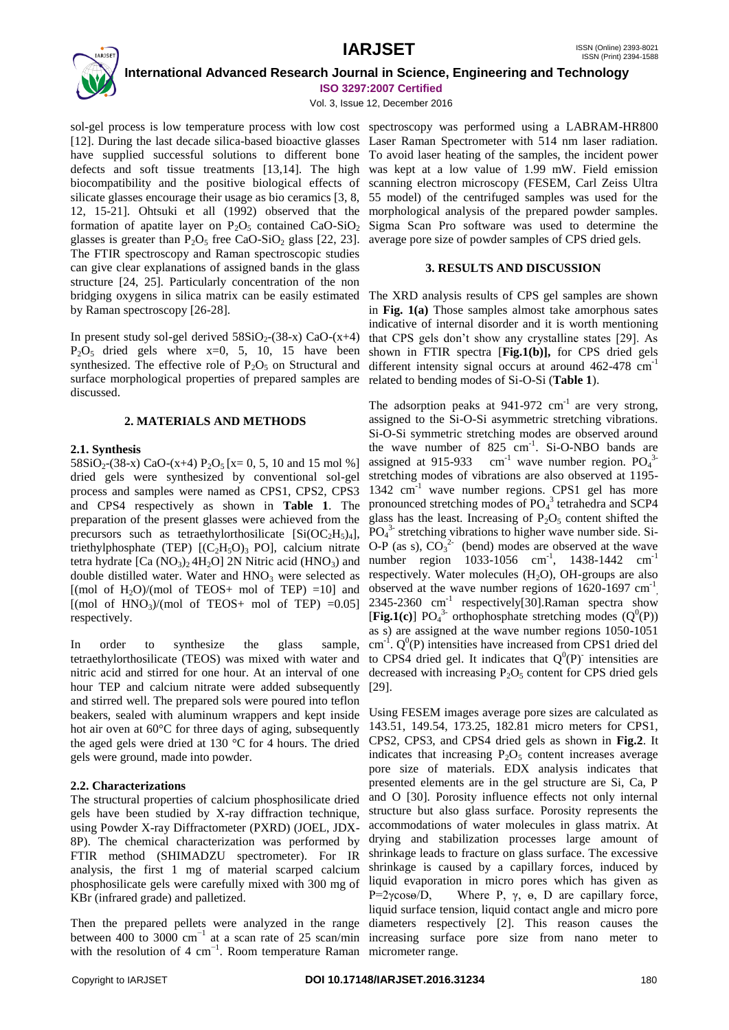sol-gel process is low temperature process with low cost [12]. During the last decade silica-based bioactive glasses have supplied successful solutions to different bone defects and soft tissue treatments [13,14]. The high biocompatibility and the positive biological effects of silicate glasses encourage their usage as bio ceramics [3, 8, 12, 15-21]. Ohtsuki et all (1992) observed that the formation of apatite layer on $P_2O_5$ contained CaO-$SiO_2$ glasses is greater than $P_2O_5$ free CaO-$SiO_2$ glass [22, 23]. The FTIR spectroscopy and Raman spectroscopic studies can give clear explanations of assigned bands in the glass structure [24, 25]. Particularly concentration of the non bridging oxygens in silica matrix can be easily estimated by Raman spectroscopy [26-28].

In present study sol-gel derived $58SiO_2$-(38-x) CaO-(x+4) $P_2O_5$ dried gels where x=0, 5, 10, 15 have been synthesized. The effective role of $P_2O_5$ on Structural and surface morphological properties of prepared samples are discussed.

## 2. MATERIALS AND METHODS

### 2.1. Synthesis

$58SiO_2$-(38-x) CaO-(x+4) $P_2O_5$ [x= 0, 5, 10 and 15 mol %] dried gels were synthesized by conventional sol-gel process and samples were named as CPS1, CPS2, CPS3 and CPS4 respectively as shown in **Table 1**. The preparation of the present glasses were achieved from the precursors such as tetraethylorthosilicate [$Si(OC_2H_5)_4$], triethylphosphate (TEP) [$(C_2H_5O)_3$ PO], calcium nitrate tetra hydrate [$Ca(NO_3)_2 4H_2O$] 2N Nitric acid ($HNO_3$) and double distilled water. Water and $HNO_3$ were selected as [(mol of $H_2O$)/(mol of TEOS+ mol of TEP) =10] and [(mol of $HNO_3$)/(mol of TEOS+ mol of TEP) =0.05] respectively.

In order to synthesize the glass sample, tetraethylorthosilicate (TEOS) was mixed with water and nitric acid and stirred for one hour. At an interval of one hour TEP and calcium nitrate were added subsequently and stirred well. The prepared sols were poured into teflon beakers, sealed with aluminum wrappers and kept inside hot air oven at 60°C for three days of aging, subsequently the aged gels were dried at 130 °C for 4 hours. The dried gels were ground, made into powder.

### 2.2. Characterizations

The structural properties of calcium phosphosilicate dried gels have been studied by X-ray diffraction technique, using Powder X-ray Diffractometer (PXRD) (JOEL, JDX-8P). The chemical characterization was performed by FTIR method (SHIMADZU spectrometer). For IR analysis, the first 1 mg of material scarped calcium phosphosilicate gels were carefully mixed with 300 mg of KBr (infrared grade) and palletized.

Then the prepared pellets were analyzed in the range between 400 to 3000 $cm^{-1}$ at a scan rate of 25 scan/min with the resolution of 4 $cm^{-1}$. Room temperature Raman spectroscopy was performed using a LABRAM-HR800 Laser Raman Spectrometer with 514 nm laser radiation. To avoid laser heating of the samples, the incident power was kept at a low value of 1.99 mW. Field emission scanning electron microscopy (FESEM, Carl Zeiss Ultra 55 model) of the centrifuged samples was used for the morphological analysis of the prepared powder samples. Sigma Scan Pro software was used to determine the average pore size of powder samples of CPS dried gels.

## 3. RESULTS AND DISCUSSION

The XRD analysis results of CPS gel samples are shown in **Fig. 1(a)** Those samples almost take amorphous sates indicative of internal disorder and it is worth mentioning that CPS gels don't show any crystalline states [29]. As shown in FTIR spectra [**Fig.1(b)**], for CPS dried gels different intensity signal occurs at around 462-478 $cm^{-1}$ related to bending modes of Si-O-Si (**Table 1**).

The adsorption peaks at 941-972 $cm^{-1}$ are very strong, assigned to the Si-O-Si asymmetric stretching vibrations. Si-O-Si symmetric stretching modes are observed around the wave number of 825 $cm^{-1}$. Si-O-NBO bands are assigned at 915-933 $cm^{-1}$ wave number region. $PO_4^{3-}$ stretching modes of vibrations are also observed at 1195-1342 $cm^{-1}$ wave number regions. CPS1 gel has more pronounced stretching modes of $PO_4^3$ tetrahedra and SCP4 glass has the least. Increasing of $P_2O_5$ content shifted the $PO_4^{3-}$ stretching vibrations to higher wave number side. Si-O-P (as s), $CO_3^{2-}$ (bend) modes are observed at the wave number region 1033-1056 $cm^{-1}$, 1438-1442 $cm^{-1}$ respectively. Water molecules ($H_2O$), OH-groups are also observed at the wave number regions of 1620-1697 $cm^{-1}$, 2345-2360 $cm^{-1}$ respectively[30].Raman spectra show [**Fig.1(c)**] $PO_4^{3-}$ orthophosphate stretching modes ($Q^0(P)$) as s) are assigned at the wave number regions 1050-1051 $cm^{-1}$. $Q^0(P)$ intensities have increased from CPS1 dried del to CPS4 dried gel. It indicates that $Q^0(P)^-$ intensities are decreased with increasing $P_2O_5$ content for CPS dried gels [29].

Using FESEM images average pore sizes are calculated as 143.51, 149.54, 173.25, 182.81 micro meters for CPS1, CPS2, CPS3, and CPS4 dried gels as shown in **Fig.2**. It indicates that increasing $P_2O_5$ content increases average pore size of materials. EDX analysis indicates that presented elements are in the gel structure are Si, Ca, P and O [30]. Porosity influence effects not only internal structure but also glass surface. Porosity represents the accommodations of water molecules in glass matrix. At drying and stabilization processes large amount of shrinkage leads to fracture on glass surface. The excessive shrinkage is caused by a capillary forces, induced by liquid evaporation in micro pores which has given as $P=2\gamma\cos\theta/D$, Where P, $\gamma$, $\theta$, D are capillary force, liquid surface tension, liquid contact angle and micro pore diameters respectively [2]. This reason causes the increasing surface pore size from nano meter to micrometer range.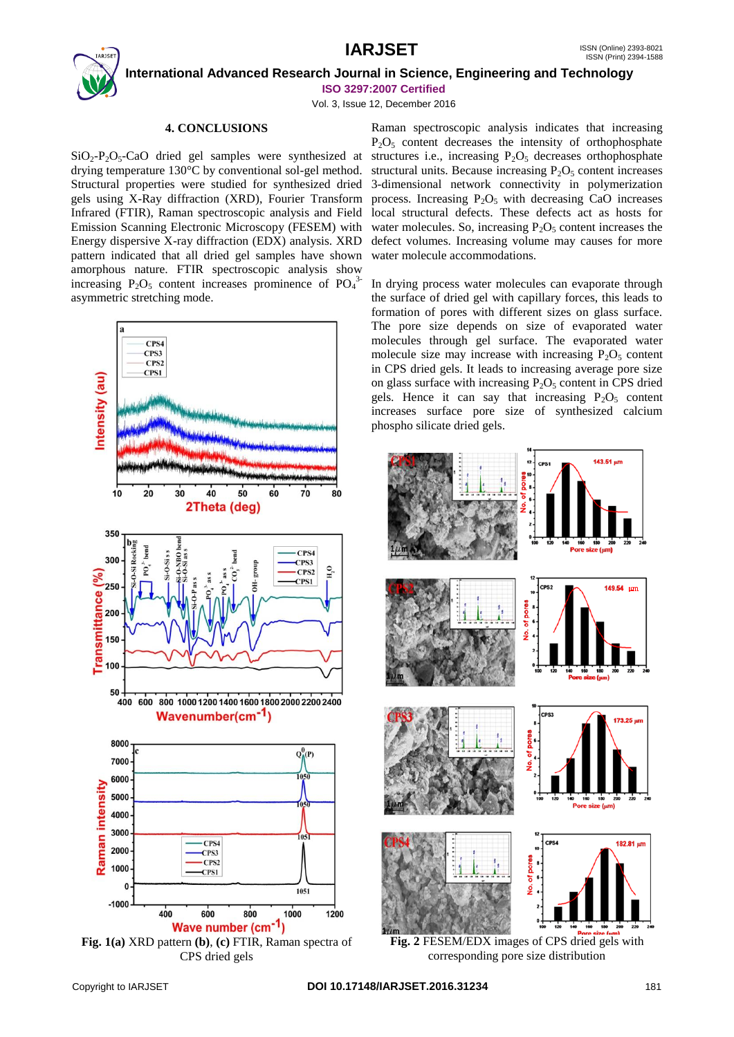## 4. CONCLUSIONS

$SiO_2$-$P_2O_5$-CaO dried gel samples were synthesized at drying temperature 130°C by conventional sol-gel method. Structural properties were studied for synthesized dried gels using X-Ray diffraction (XRD), Fourier Transform Infrared (FTIR), Raman spectroscopic analysis and Field Emission Scanning Electronic Microscopy (FESEM) with Energy dispersive X-ray diffraction (EDX) analysis. XRD pattern indicated that all dried gel samples have shown amorphous nature. FTIR spectroscopic analysis show increasing $P_2O_5$ content increases prominence of $PO_4^{3-}$ asymmetric stretching mode.

Fig. 1(a) XRD pattern (b), (c) FTIR, Raman spectra of CPS dried gels

Raman spectroscopic analysis indicates that increasing $P_2O_5$ content decreases the intensity of orthophosphate structures i.e., increasing $P_2O_5$ decreases orthophosphate structural units. Because increasing $P_2O_5$ content increases 3-dimensional network connectivity in polymerization process. Increasing $P_2O_5$ with decreasing CaO increases local structural defects. These defects act as hosts for water molecules. So, increasing $P_2O_5$ content increases the defect volumes. Increasing volume may causes for more water molecule accommodations.

In drying process water molecules can evaporate through the surface of dried gel with capillary forces, this leads to formation of pores with different sizes on glass surface. The pore size depends on size of evaporated water molecules through gel surface. The evaporated water molecule size may increase with increasing $P_2O_5$ content in CPS dried gels. It leads to increasing average pore size on glass surface with increasing $P_2O_5$ content in CPS dried gels. Hence it can say that increasing $P_2O_5$ content increases surface pore size of synthesized calcium phospho silicate dried gels.

Fig. 2 FESEM/EDX images of CPS dried gels with corresponding pore size distribution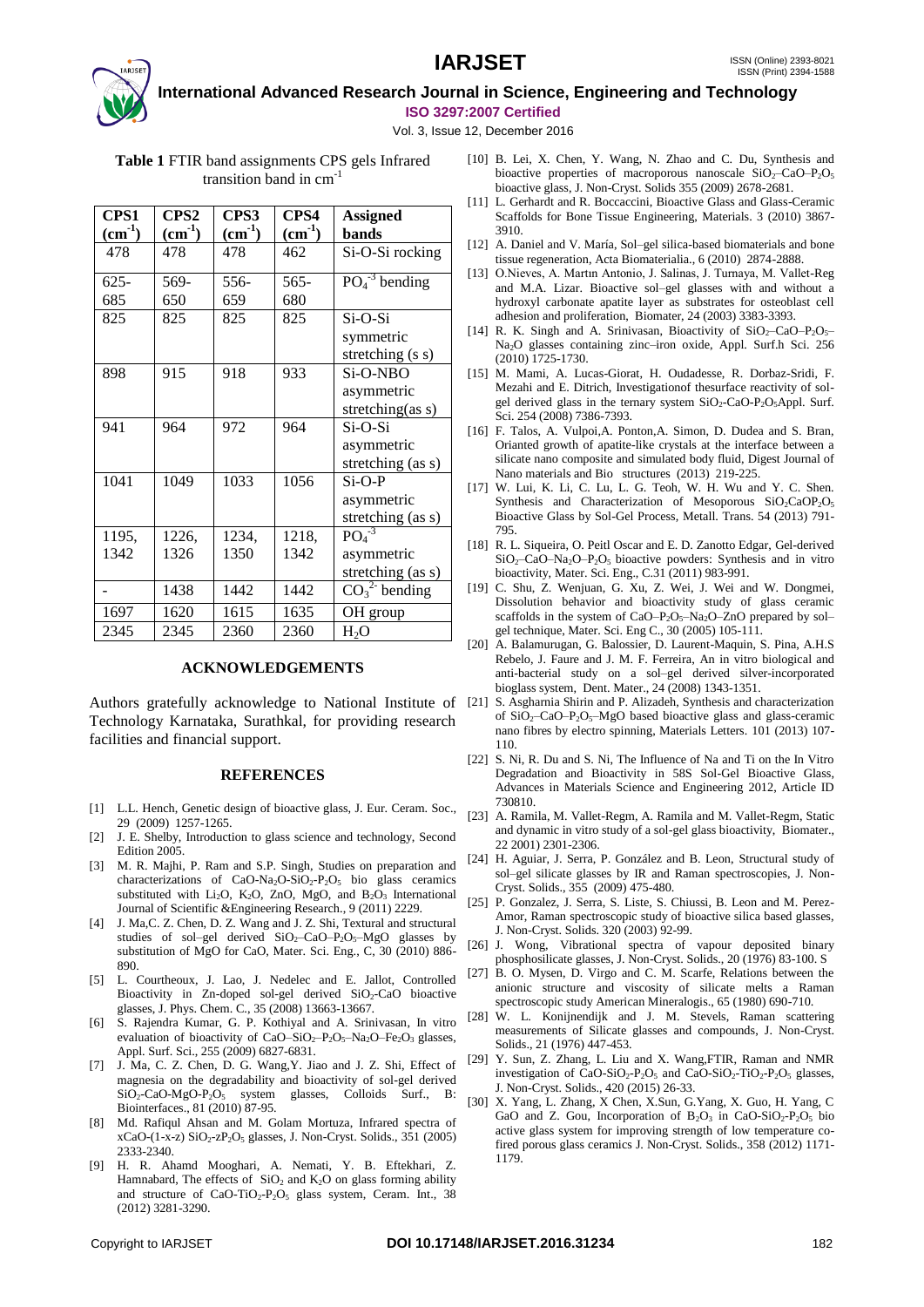**Table 1** FTIR band assignments CPS gels Infrared transition band in $cm^{-1}$

| CPS1 ($cm^{-1}$) | CPS2 ($cm^{-1}$) | CPS3 ($cm^{-1}$) | CPS4 ($cm^{-1}$) | Assigned bands |
|---|---|---|---|---|
| 478 | 478 | 478 | 462 | Si-O-Si rocking |
| 625-685 | 569-650 | 556-659 | 565-680 | $PO_4^{-3}$ bending |
| 825 | 825 | 825 | 825 | Si-O-Si symmetric stretching (s s) |
| 898 | 915 | 918 | 933 | Si-O-NBO asymmetric stretching(as s) |
| 941 | 964 | 972 | 964 | Si-O-Si asymmetric stretching (as s) |
| 1041 | 1049 | 1033 | 1056 | Si-O-P asymmetric stretching (as s) |
| 1195, 1342 | 1226, 1326 | 1234, 1350 | 1218, 1342 | $PO_4^{-3}$ asymmetric stretching (as s) |
| - | 1438 | 1442 | 1442 | $CO_3^{2-}$ bending |
| 1697 | 1620 | 1615 | 1635 | OH group |
| 2345 | 2345 | 2360 | 2360 | $H_2O$ |

## ACKNOWLEDGEMENTS

Authors gratefully acknowledge to National Institute of Technology Karnataka, Surathkal, for providing research facilities and financial support.

## REFERENCES

[1] L.L. Hench, Genetic design of bioactive glass, J. Eur. Ceram. Soc., 29 (2009) 1257-1265.

[2] J. E. Shelby, Introduction to glass science and technology, Second Edition 2005.

[3] M. R. Majhi, P. Ram and S.P. Singh, Studies on preparation and characterizations of CaO-$Na_2O$-$SiO_2$-$P_2O_5$ bio glass ceramics substituted with $Li_2O$, $K_2O$, ZnO, MgO, and $B_2O_3$ International Journal of Scientific &Engineering Research., 9 (2011) 2229.

[4] J. Ma,C. Z. Chen, D. Z. Wang and J. Z. Shi, Textural and structural studies of sol–gel derived $SiO_2$–CaO–$P_2O_5$–MgO glasses by substitution of MgO for CaO, Mater. Sci. Eng., C, 30 (2010) 886-890.

[5] L. Courtheoux, J. Lao, J. Nedelec and E. Jallot, Controlled Bioactivity in Zn-doped sol-gel derived $SiO_2$-CaO bioactive glasses, J. Phys. Chem. C., 35 (2008) 13663-13667.

[6] S. Rajendra Kumar, G. P. Kothiyal and A. Srinivasan, In vitro evaluation of bioactivity of CaO–$SiO_2$–$P_2O_5$–$Na_2O$–$Fe_2O_3$ glasses, Appl. Surf. Sci., 255 (2009) 6827-6831.

[7] J. Ma, C. Z. Chen, D. G. Wang,Y. Jiao and J. Z. Shi, Effect of magnesia on the degradability and bioactivity of sol-gel derived $SiO_2$-CaO-MgO-$P_2O_5$ system glasses, Colloids Surf., B: Biointerfaces., 81 (2010) 87-95.

[8] Md. Rafiqul Ahsan and M. Golam Mortuza, Infrared spectra of xCaO-(1-x-z) $SiO_2$-z$P_2O_5$ glasses, J. Non-Cryst. Solids., 351 (2005) 2333-2340.

[9] H. R. Ahamd Mooghari, A. Nemati, Y. B. Eftekhari, Z. Hamnabard, The effects of $SiO_2$ and $K_2O$ on glass forming ability and structure of CaO-$TiO_2$-$P_2O_5$ glass system, Ceram. Int., 38 (2012) 3281-3290.

[10] B. Lei, X. Chen, Y. Wang, N. Zhao and C. Du, Synthesis and bioactive properties of macroporous nanoscale $SiO_2$–CaO–$P_2O_5$ bioactive glass, J. Non-Cryst. Solids 355 (2009) 2678-2681.

[11] L. Gerhardt and R. Boccaccini, Bioactive Glass and Glass-Ceramic Scaffolds for Bone Tissue Engineering, Materials. 3 (2010) 3867-3910.

[12] A. Daniel and V. María, Sol–gel silica-based biomaterials and bone tissue regeneration, Acta Biomaterialia., 6 (2010) 2874-2888.

[13] O.Nieves, A. Martın Antonio, J. Salinas, J. Turnaya, M. Vallet-Reg and M.A. Lizar. Bioactive sol–gel glasses with and without a hydroxyl carbonate apatite layer as substrates for osteoblast cell adhesion and proliferation, Biomater, 24 (2003) 3383-3393.

[14] R. K. Singh and A. Srinivasan, Bioactivity of $SiO_2$–CaO–$P_2O_5$–$Na_2O$ glasses containing zinc–iron oxide, Appl. Surf.h Sci. 256 (2010) 1725-1730.

[15] M. Mami, A. Lucas-Giorat, H. Oudadesse, R. Dorbaz-Sridi, F. Mezahi and E. Ditrich, Investigationof thesurface reactivity of sol-gel derived glass in the ternary system $SiO_2$-CaO-$P_2O_5$Appl. Surf. Sci. 254 (2008) 7386-7393.

[16] F. Talos, A. Vulpoi,A. Ponton,A. Simon, D. Dudea and S. Bran, Orianted growth of apatite-like crystals at the interface between a silicate nano composite and simulated body fluid, Digest Journal of Nano materials and Bio structures (2013) 219-225.

[17] W. Lui, K. Li, C. Lu, L. G. Teoh, W. H. Wu and Y. C. Shen. Synthesis and Characterization of Mesoporous $SiO_2CaOP_2O_5$ Bioactive Glass by Sol-Gel Process, Metall. Trans. 54 (2013) 791-795.

[18] R. L. Siqueira, O. Peitl Oscar and E. D. Zanotto Edgar, Gel-derived $SiO_2$–CaO–$Na_2O$–$P_2O_5$ bioactive powders: Synthesis and in vitro bioactivity, Mater. Sci. Eng., C.31 (2011) 983-991.

[19] C. Shu, Z. Wenjuan, G. Xu, Z. Wei, J. Wei and W. Dongmei, Dissolution behavior and bioactivity study of glass ceramic scaffolds in the system of CaO–$P_2O_5$–$Na_2O$–ZnO prepared by sol–gel technique, Mater. Sci. Eng C., 30 (2005) 105-111.

[20] A. Balamurugan, G. Balossier, D. Laurent-Maquin, S. Pina, A.H.S Rebelo, J. Faure and J. M. F. Ferreira, An in vitro biological and anti-bacterial study on a sol–gel derived silver-incorporated bioglass system, Dent. Mater., 24 (2008) 1343-1351.

[21] S. Asgharnia Shirin and P. Alizadeh, Synthesis and characterization of $SiO_2$–CaO–$P_2O_5$–MgO based bioactive glass and glass-ceramic nano fibres by electro spinning, Materials Letters. 101 (2013) 107-110.

[22] S. Ni, R. Du and S. Ni, The Influence of Na and Ti on the In Vitro Degradation and Bioactivity in 58S Sol-Gel Bioactive Glass, Advances in Materials Science and Engineering 2012, Article ID 730810.

[23] A. Ramila, M. Vallet-Regm, A. Ramila and M. Vallet-Regm, Static and dynamic in vitro study of a sol-gel glass bioactivity, Biomater., 22 2001) 2301-2306.

[24] H. Aguiar, J. Serra, P. González and B. Leon, Structural study of sol–gel silicate glasses by IR and Raman spectroscopies, J. Non-Cryst. Solids., 355 (2009) 475-480.

[25] P. Gonzalez, J. Serra, S. Liste, S. Chiussi, B. Leon and M. Perez-Amor, Raman spectroscopic study of bioactive silica based glasses, J. Non-Cryst. Solids. 320 (2003) 92-99.

[26] J. Wong, Vibrational spectra of vapour deposited binary phosphosilicate glasses, J. Non-Cryst. Solids., 20 (1976) 83-100. S

[27] B. O. Mysen, D. Virgo and C. M. Scarfe, Relations between the anionic structure and viscosity of silicate melts a Raman spectroscopic study American Mineralogis., 65 (1980) 690-710.

[28] W. L. Konijnendijk and J. M. Stevels, Raman scattering measurements of Silicate glasses and compounds, J. Non-Cryst. Solids., 21 (1976) 447-453.

[29] Y. Sun, Z. Zhang, L. Liu and X. Wang,FTIR, Raman and NMR investigation of CaO-$SiO_2$-$P_2O_5$ and CaO-$SiO_2$-$TiO_2$-$P_2O_5$ glasses, J. Non-Cryst. Solids., 420 (2015) 26-33.

[30] X. Yang, L. Zhang, X Chen, X.Sun, G.Yang, X. Guo, H. Yang, C GaO and Z. Gou, Incorporation of $B_2O_3$ in CaO-$SiO_2$-$P_2O_5$ bio active glass system for improving strength of low temperature co-fired porous glass ceramics J. Non-Cryst. Solids., 358 (2012) 1171-1179.